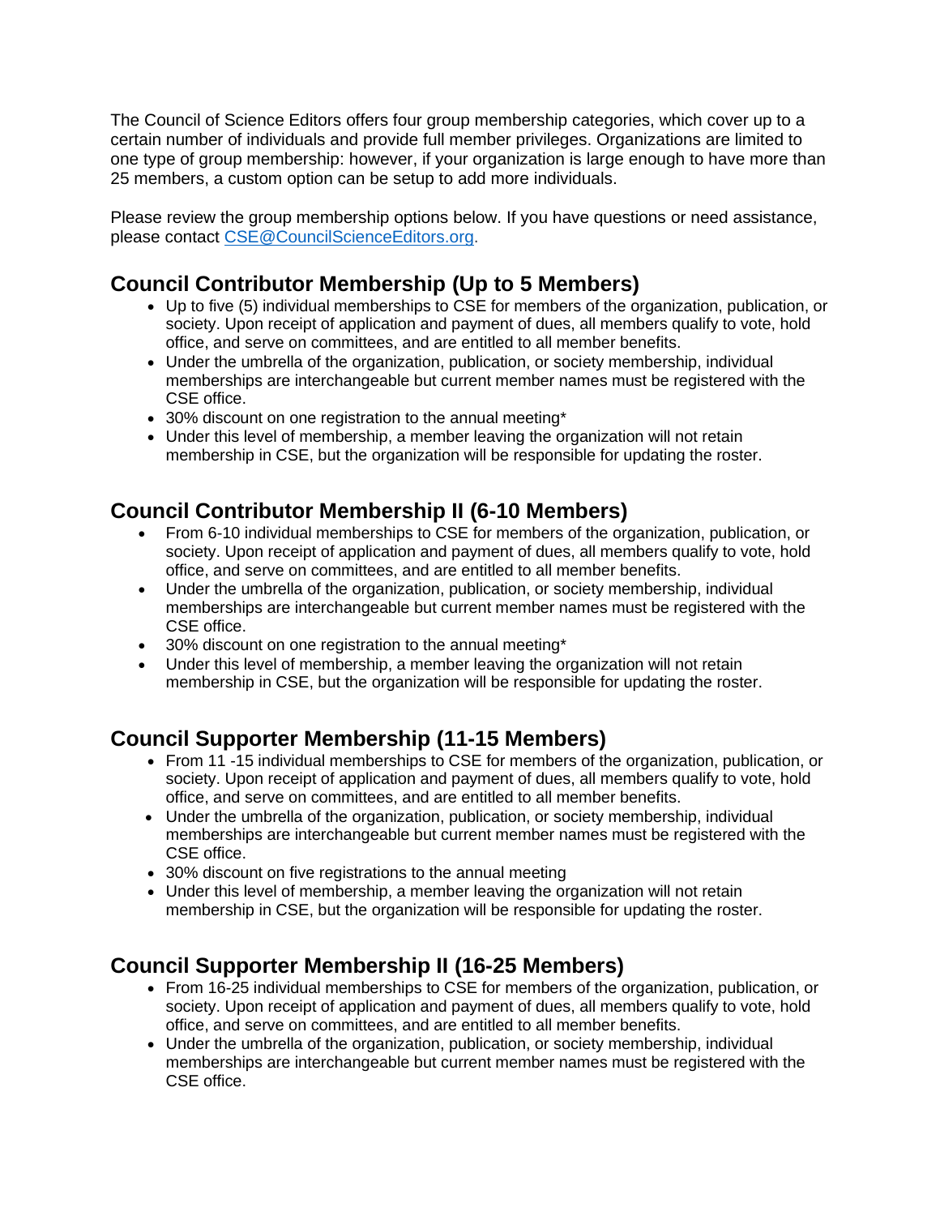The Council of Science Editors offers four group membership categories, which cover up to a certain number of individuals and provide full member privileges. Organizations are limited to one type of group membership: however, if your organization is large enough to have more than 25 members, a custom option can be setup to add more individuals.

Please review the group membership options below. If you have questions or need assistance, please contact [CSE@CouncilScienceEditors.org](mailto:CSE@CouncilScienceEditors.org).

## Council Contributor Membership (Up to 5 Members)

- Up to five (5) individual memberships to CSE for members of the organization, publication, or society. Upon receipt of application and payment of dues, all members qualify to vote, hold office, and serve on committees, and are entitled to all member benefits.
- Under the umbrella of the organization, publication, or society membership, individual memberships are interchangeable but current member names must be registered with the CSE office.
- 30% discount on one registration to the annual meeting*
- Under this level of membership, a member leaving the organization will not retain membership in CSE, but the organization will be responsible for updating the roster.

## Council Contributor Membership II (6-10 Members)

- From 6-10 individual memberships to CSE for members of the organization, publication, or society. Upon receipt of application and payment of dues, all members qualify to vote, hold office, and serve on committees, and are entitled to all member benefits.
- Under the umbrella of the organization, publication, or society membership, individual memberships are interchangeable but current member names must be registered with the CSE office.
- 30% discount on one registration to the annual meeting*
- Under this level of membership, a member leaving the organization will not retain membership in CSE, but the organization will be responsible for updating the roster.

## Council Supporter Membership (11-15 Members)

- From 11 -15 individual memberships to CSE for members of the organization, publication, or society. Upon receipt of application and payment of dues, all members qualify to vote, hold office, and serve on committees, and are entitled to all member benefits.
- Under the umbrella of the organization, publication, or society membership, individual memberships are interchangeable but current member names must be registered with the CSE office.
- 30% discount on five registrations to the annual meeting
- Under this level of membership, a member leaving the organization will not retain membership in CSE, but the organization will be responsible for updating the roster.

## Council Supporter Membership II (16-25 Members)

- From 16-25 individual memberships to CSE for members of the organization, publication, or society. Upon receipt of application and payment of dues, all members qualify to vote, hold office, and serve on committees, and are entitled to all member benefits.
- Under the umbrella of the organization, publication, or society membership, individual memberships are interchangeable but current member names must be registered with the CSE office.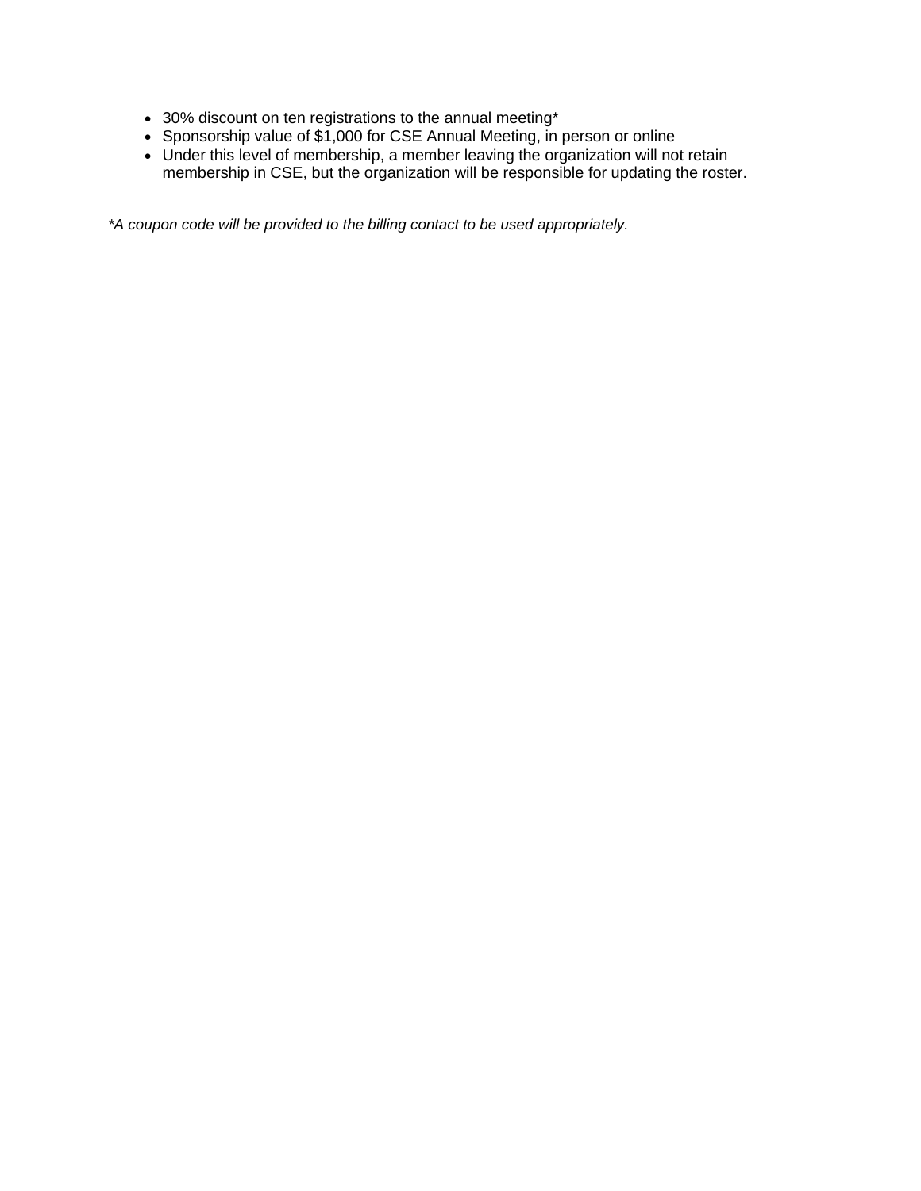- 30% discount on ten registrations to the annual meeting*
- Sponsorship value of $1,000 for CSE Annual Meeting, in person or online
- Under this level of membership, a member leaving the organization will not retain membership in CSE, but the organization will be responsible for updating the roster.

*\*A coupon code will be provided to the billing contact to be used appropriately.*